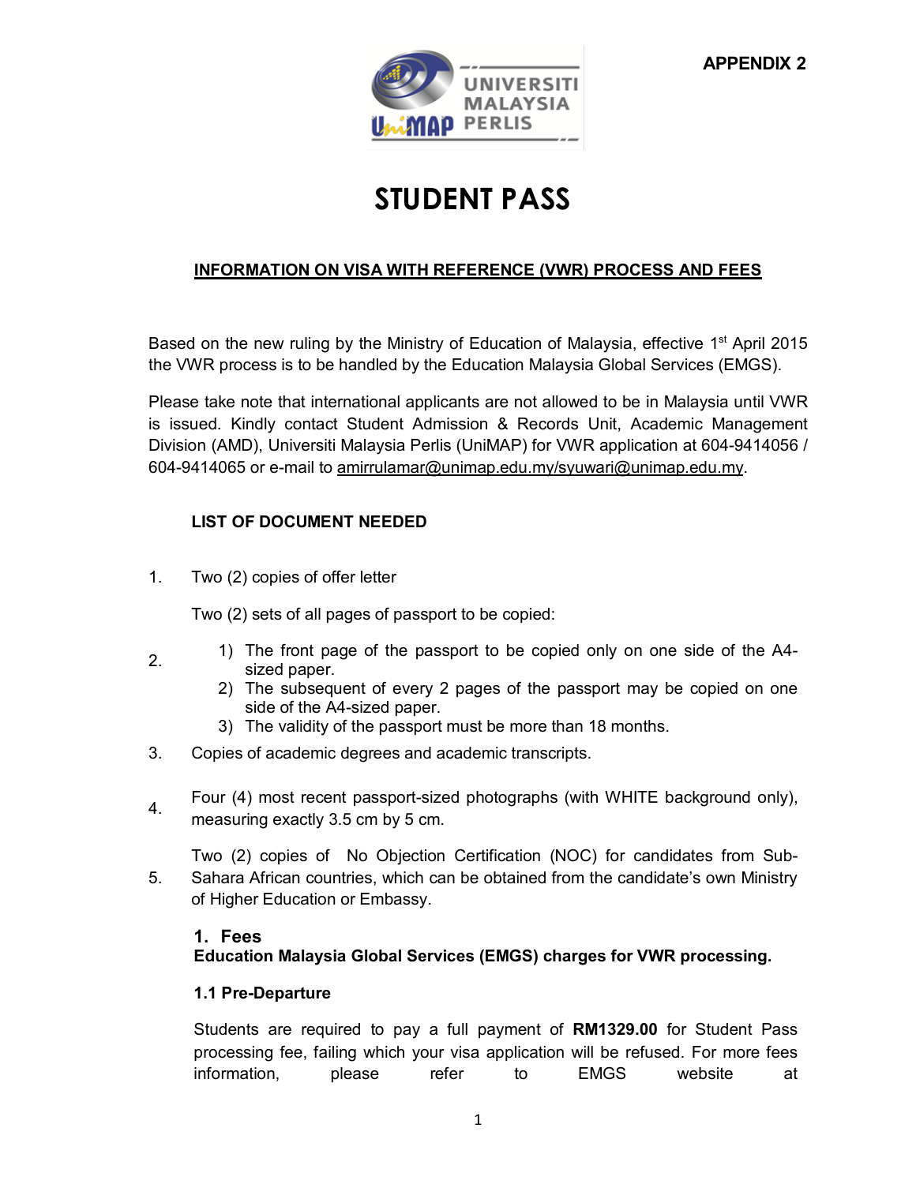APPENDIX 2

UNIVERSITI MALAYSIA PERLIS

# STUDENT PASS

## INFORMATION ON VISA WITH REFERENCE (VWR) PROCESS AND FEES

Based on the new ruling by the Ministry of Education of Malaysia, effective 1st April 2015 the VWR process is to be handled by the Education Malaysia Global Services (EMGS).

Please take note that international applicants are not allowed to be in Malaysia until VWR is issued. Kindly contact Student Admission & Records Unit, Academic Management Division (AMD), Universiti Malaysia Perlis (UniMAP) for VWR application at 604-9414056 / 604-9414065 or e-mail to amirrulamar@unimap.edu.my/syuwari@unimap.edu.my.

### LIST OF DOCUMENT NEEDED

1. Two (2) copies of offer letter
2. Two (2) sets of all pages of passport to be copied:
   1) The front page of the passport to be copied only on one side of the A4-sized paper.
   2) The subsequent of every 2 pages of the passport may be copied on one side of the A4-sized paper.
   3) The validity of the passport must be more than 18 months.
3. Copies of academic degrees and academic transcripts.
4. Four (4) most recent passport-sized photographs (with WHITE background only), measuring exactly 3.5 cm by 5 cm.
5. Two (2) copies of No Objection Certification (NOC) for candidates from Sub-Sahara African countries, which can be obtained from the candidate's own Ministry of Higher Education or Embassy.

### 1. Fees

**Education Malaysia Global Services (EMGS) charges for VWR processing.**

#### 1.1 Pre-Departure

Students are required to pay a full payment of **RM1329.00** for Student Pass processing fee, failing which your visa application will be refused. For more fees information, please refer to EMGS website at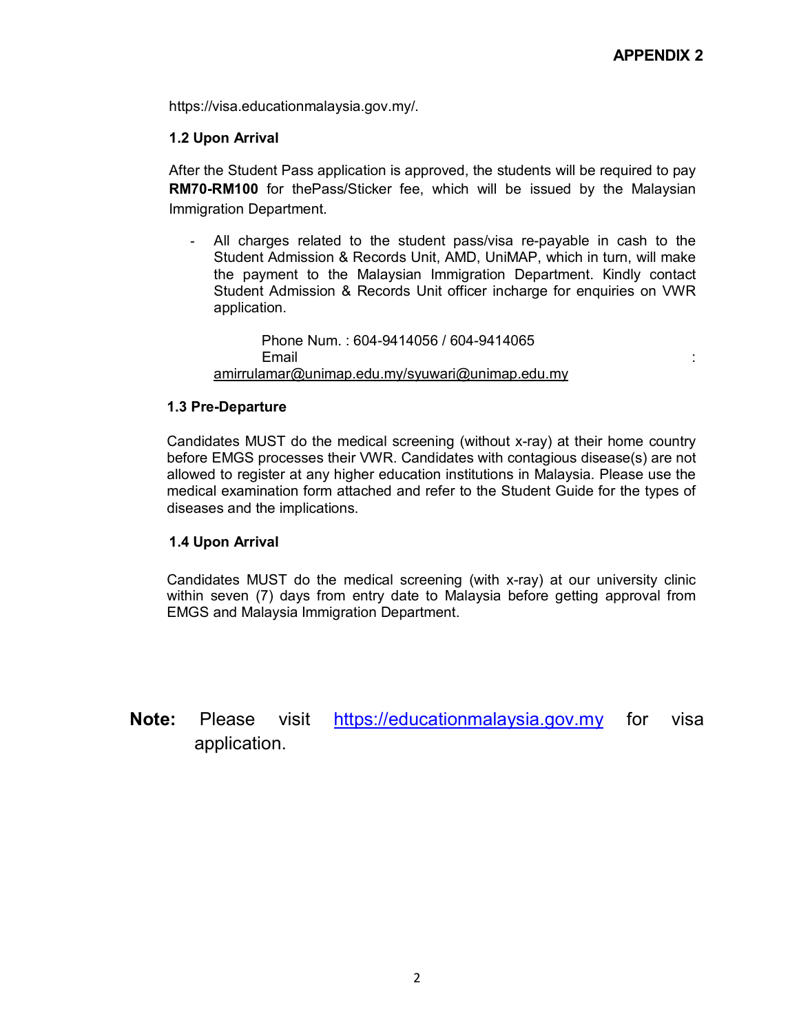**APPENDIX 2**

https://visa.educationmalaysia.gov.my/.

### 1.2 Upon Arrival

After the Student Pass application is approved, the students will be required to pay **RM70-RM100** for thePass/Sticker fee, which will be issued by the Malaysian Immigration Department.

- All charges related to the student pass/visa re-payable in cash to the Student Admission & Records Unit, AMD, UniMAP, which in turn, will make the payment to the Malaysian Immigration Department. Kindly contact Student Admission & Records Unit officer incharge for enquiries on VWR application.

  Phone Num. : 604-9414056 / 604-9414065
  Email : amirrulamar@unimap.edu.my/syuwari@unimap.edu.my

### 1.3 Pre-Departure

Candidates MUST do the medical screening (without x-ray) at their home country before EMGS processes their VWR. Candidates with contagious disease(s) are not allowed to register at any higher education institutions in Malaysia. Please use the medical examination form attached and refer to the Student Guide for the types of diseases and the implications.

### 1.4 Upon Arrival

Candidates MUST do the medical screening (with x-ray) at our university clinic within seven (7) days from entry date to Malaysia before getting approval from EMGS and Malaysia Immigration Department.

**Note:** Please visit https://educationmalaysia.gov.my for visa application.